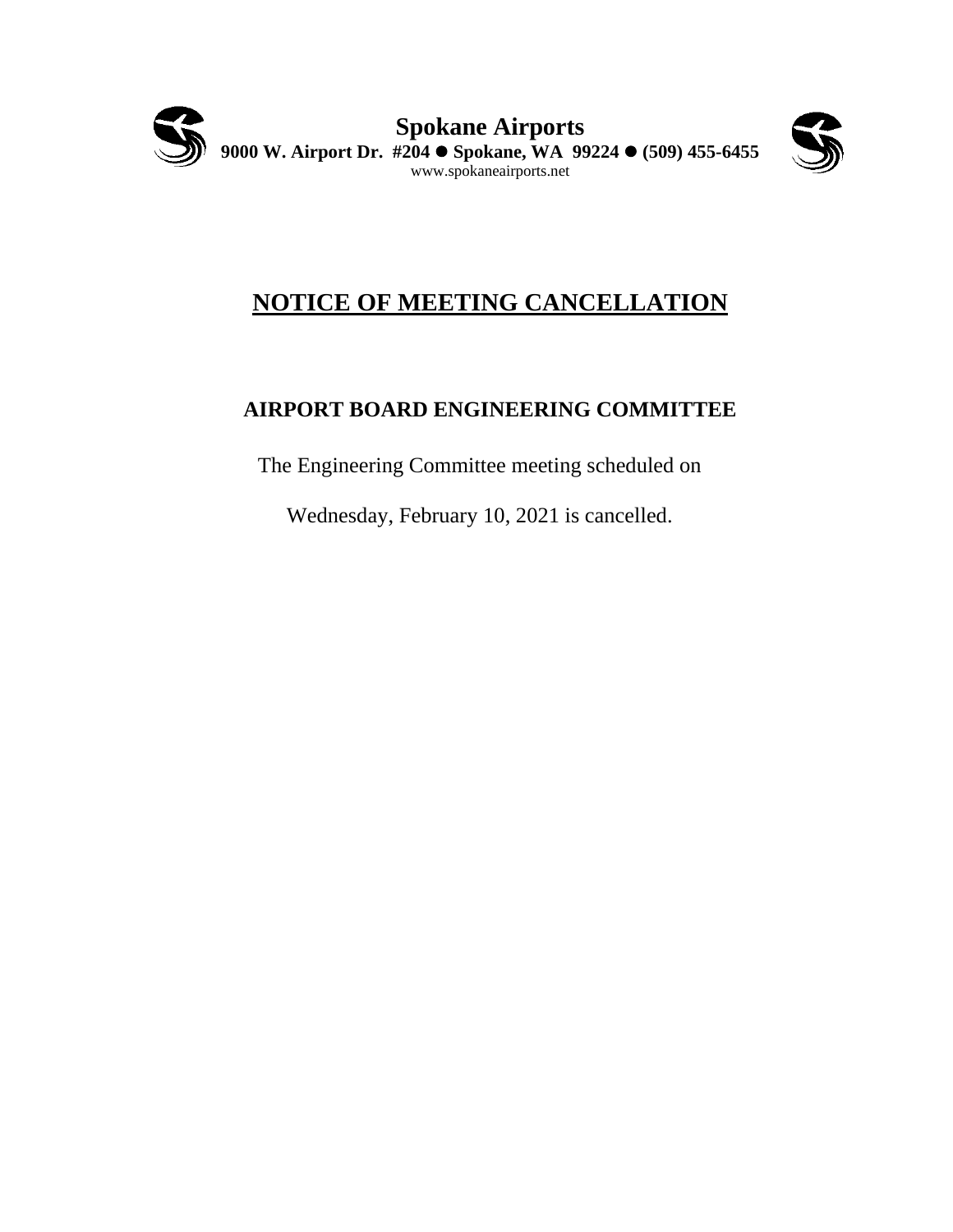**Spokane Airports**

**9000 W. Airport Dr. #204 ● Spokane, WA 99224 ● (509) 455-6455**

www.spokaneairports.net

# NOTICE OF MEETING CANCELLATION

## AIRPORT BOARD ENGINEERING COMMITTEE

The Engineering Committee meeting scheduled on

Wednesday, February 10, 2021 is cancelled.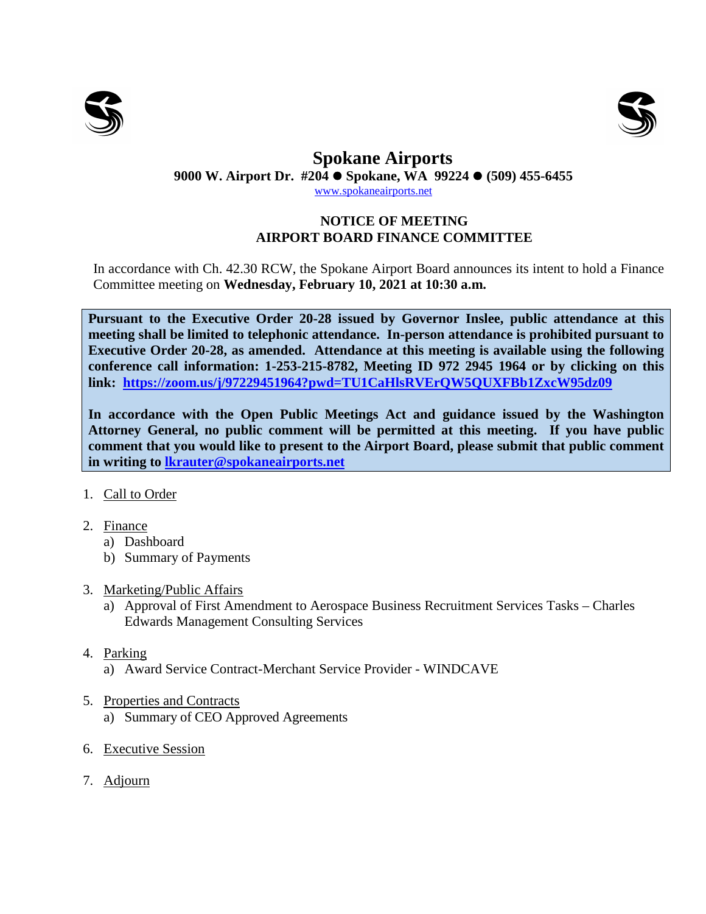# Spokane Airports

**9000 W. Airport Dr. #204 ● Spokane, WA 99224 ● (509) 455-6455**

www.spokaneairports.net

## NOTICE OF MEETING
## AIRPORT BOARD FINANCE COMMITTEE

In accordance with Ch. 42.30 RCW, the Spokane Airport Board announces its intent to hold a Finance Committee meeting on **Wednesday, February 10, 2021 at 10:30 a.m.**

**Pursuant to the Executive Order 20-28 issued by Governor Inslee, public attendance at this meeting shall be limited to telephonic attendance. In-person attendance is prohibited pursuant to Executive Order 20-28, as amended. Attendance at this meeting is available using the following conference call information: 1-253-215-8782, Meeting ID 972 2945 1964 or by clicking on this link: https://zoom.us/j/97229451964?pwd=TU1CaHlsRVErQW5QUXFBb1ZxcW95dz09**

**In accordance with the Open Public Meetings Act and guidance issued by the Washington Attorney General, no public comment will be permitted at this meeting. If you have public comment that you would like to present to the Airport Board, please submit that public comment in writing to lkrauter@spokaneairports.net**

1. Call to Order
2. Finance
   a) Dashboard
   b) Summary of Payments
3. Marketing/Public Affairs
   a) Approval of First Amendment to Aerospace Business Recruitment Services Tasks – Charles Edwards Management Consulting Services
4. Parking
   a) Award Service Contract-Merchant Service Provider - WINDCAVE
5. Properties and Contracts
   a) Summary of CEO Approved Agreements
6. Executive Session
7. Adjourn